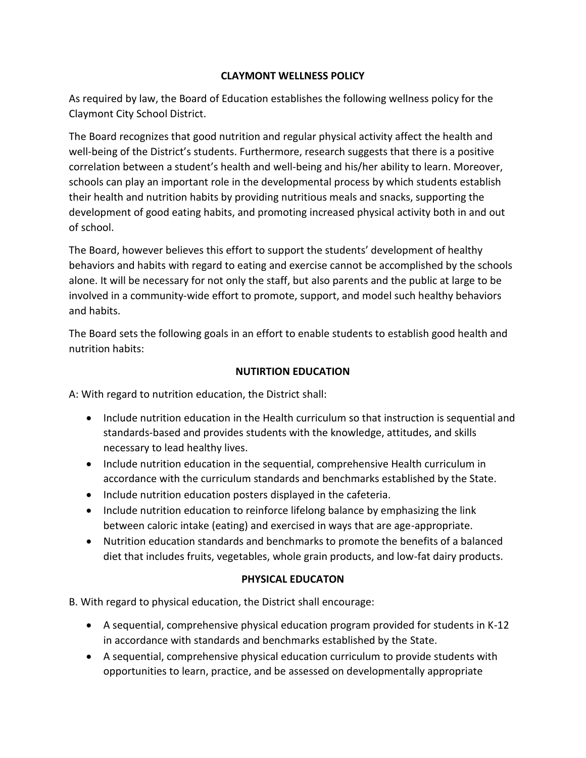# CLAYMONT WELLNESS POLICY

As required by law, the Board of Education establishes the following wellness policy for the Claymont City School District.

The Board recognizes that good nutrition and regular physical activity affect the health and well-being of the District's students. Furthermore, research suggests that there is a positive correlation between a student's health and well-being and his/her ability to learn. Moreover, schools can play an important role in the developmental process by which students establish their health and nutrition habits by providing nutritious meals and snacks, supporting the development of good eating habits, and promoting increased physical activity both in and out of school.

The Board, however believes this effort to support the students' development of healthy behaviors and habits with regard to eating and exercise cannot be accomplished by the schools alone. It will be necessary for not only the staff, but also parents and the public at large to be involved in a community-wide effort to promote, support, and model such healthy behaviors and habits.

The Board sets the following goals in an effort to enable students to establish good health and nutrition habits:

## NUTIRTION EDUCATION

A: With regard to nutrition education, the District shall:

- Include nutrition education in the Health curriculum so that instruction is sequential and standards-based and provides students with the knowledge, attitudes, and skills necessary to lead healthy lives.
- Include nutrition education in the sequential, comprehensive Health curriculum in accordance with the curriculum standards and benchmarks established by the State.
- Include nutrition education posters displayed in the cafeteria.
- Include nutrition education to reinforce lifelong balance by emphasizing the link between caloric intake (eating) and exercised in ways that are age-appropriate.
- Nutrition education standards and benchmarks to promote the benefits of a balanced diet that includes fruits, vegetables, whole grain products, and low-fat dairy products.

## PHYSICAL EDUCATON

B. With regard to physical education, the District shall encourage:

- A sequential, comprehensive physical education program provided for students in K-12 in accordance with standards and benchmarks established by the State.
- A sequential, comprehensive physical education curriculum to provide students with opportunities to learn, practice, and be assessed on developmentally appropriate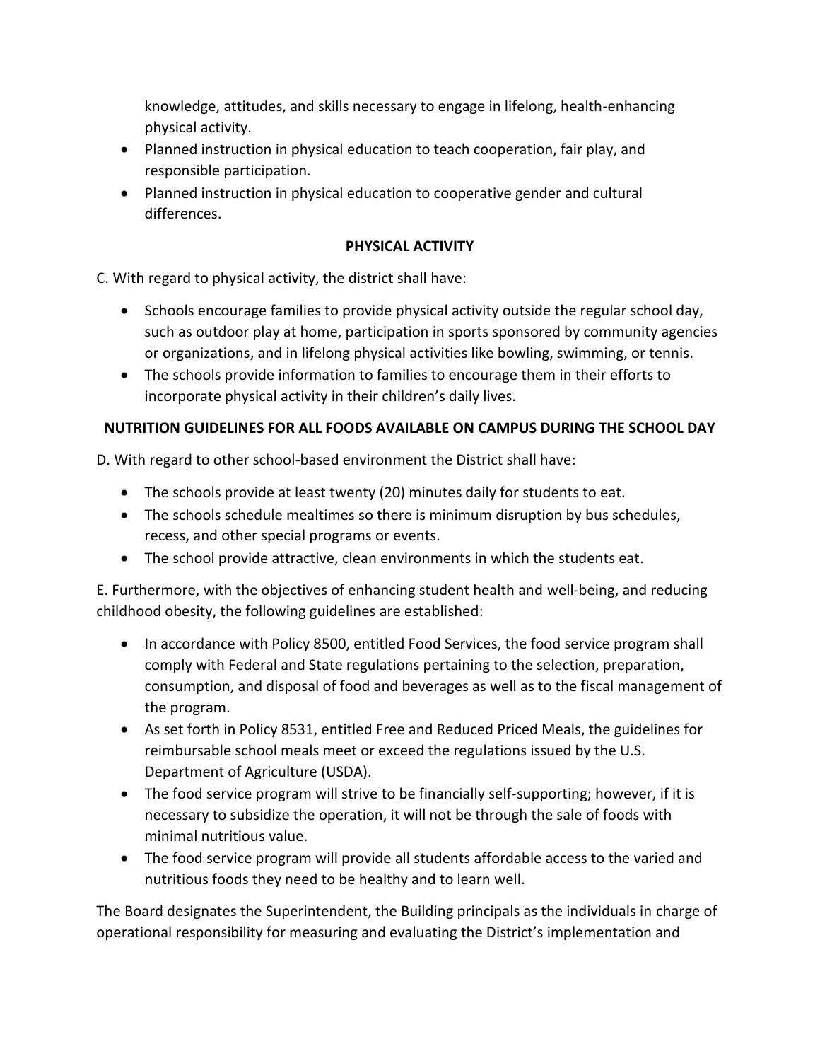knowledge, attitudes, and skills necessary to engage in lifelong, health-enhancing physical activity.

- Planned instruction in physical education to teach cooperation, fair play, and responsible participation.
- Planned instruction in physical education to cooperative gender and cultural differences.

**PHYSICAL ACTIVITY**

C. With regard to physical activity, the district shall have:

- Schools encourage families to provide physical activity outside the regular school day, such as outdoor play at home, participation in sports sponsored by community agencies or organizations, and in lifelong physical activities like bowling, swimming, or tennis.
- The schools provide information to families to encourage them in their efforts to incorporate physical activity in their children's daily lives.

**NUTRITION GUIDELINES FOR ALL FOODS AVAILABLE ON CAMPUS DURING THE SCHOOL DAY**

D. With regard to other school-based environment the District shall have:

- The schools provide at least twenty (20) minutes daily for students to eat.
- The schools schedule mealtimes so there is minimum disruption by bus schedules, recess, and other special programs or events.
- The school provide attractive, clean environments in which the students eat.

E. Furthermore, with the objectives of enhancing student health and well-being, and reducing childhood obesity, the following guidelines are established:

- In accordance with Policy 8500, entitled Food Services, the food service program shall comply with Federal and State regulations pertaining to the selection, preparation, consumption, and disposal of food and beverages as well as to the fiscal management of the program.
- As set forth in Policy 8531, entitled Free and Reduced Priced Meals, the guidelines for reimbursable school meals meet or exceed the regulations issued by the U.S. Department of Agriculture (USDA).
- The food service program will strive to be financially self-supporting; however, if it is necessary to subsidize the operation, it will not be through the sale of foods with minimal nutritious value.
- The food service program will provide all students affordable access to the varied and nutritious foods they need to be healthy and to learn well.

The Board designates the Superintendent, the Building principals as the individuals in charge of operational responsibility for measuring and evaluating the District's implementation and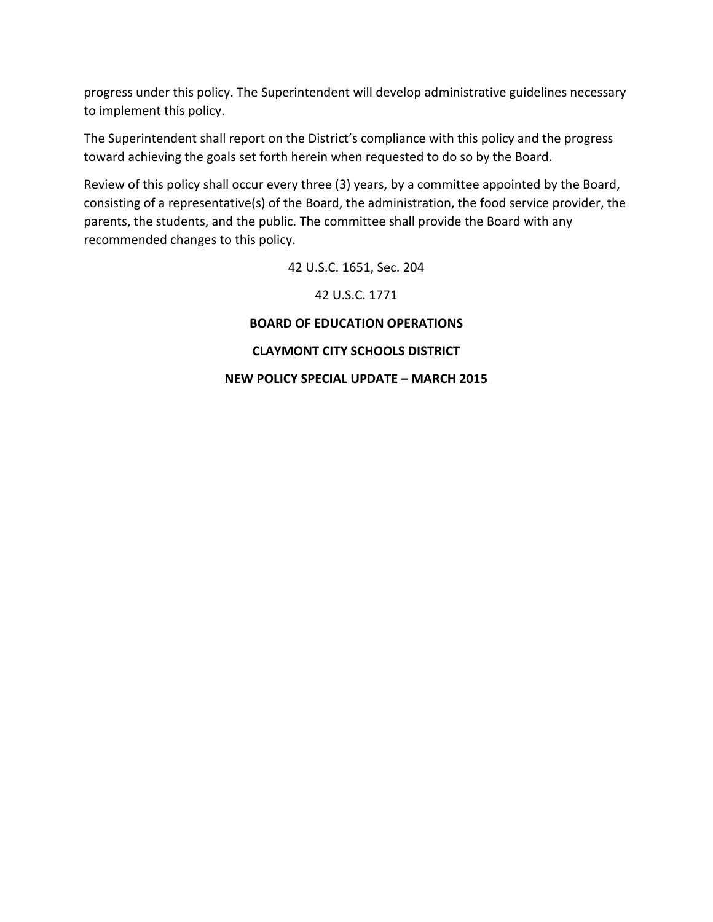progress under this policy. The Superintendent will develop administrative guidelines necessary to implement this policy.

The Superintendent shall report on the District's compliance with this policy and the progress toward achieving the goals set forth herein when requested to do so by the Board.

Review of this policy shall occur every three (3) years, by a committee appointed by the Board, consisting of a representative(s) of the Board, the administration, the food service provider, the parents, the students, and the public. The committee shall provide the Board with any recommended changes to this policy.

42 U.S.C. 1651, Sec. 204

42 U.S.C. 1771

**BOARD OF EDUCATION OPERATIONS**

**CLAYMONT CITY SCHOOLS DISTRICT**

**NEW POLICY SPECIAL UPDATE – MARCH 2015**